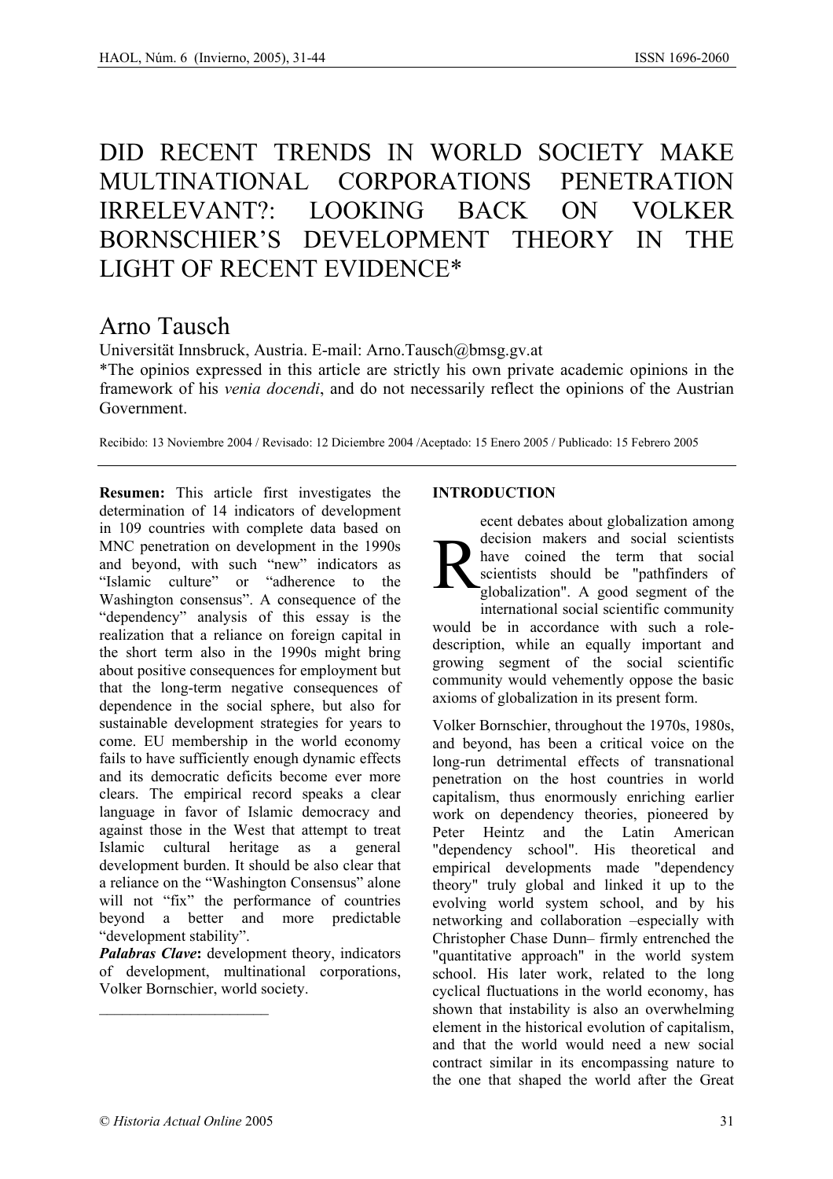# DID RECENT TRENDS IN WORLD SOCIETY MAKE MULTINATIONAL CORPORATIONS PENETRATION IRRELEVANT?: LOOKING BACK ON VOLKER BORNSCHIER'S DEVELOPMENT THEORY IN THE LIGHT OF RECENT EVIDENCE*

## Arno Tausch

Universität Innsbruck, Austria. E-mail: Arno.Tausch@bmsg.gv.at

*The opinios expressed in this article are strictly his own private academic opinions in the framework of his *venia docendi*, and do not necessarily reflect the opinions of the Austrian Government.

Recibido: 13 Noviembre 2004 / Revisado: 12 Diciembre 2004 /Aceptado: 15 Enero 2005 / Publicado: 15 Febrero 2005

**Resumen:** This article first investigates the determination of 14 indicators of development in 109 countries with complete data based on MNC penetration on development in the 1990s and beyond, with such "new" indicators as "Islamic culture" or "adherence to the Washington consensus". A consequence of the "dependency" analysis of this essay is the realization that a reliance on foreign capital in the short term also in the 1990s might bring about positive consequences for employment but that the long-term negative consequences of dependence in the social sphere, but also for sustainable development strategies for years to come. EU membership in the world economy fails to have sufficiently enough dynamic effects and its democratic deficits become ever more clears. The empirical record speaks a clear language in favor of Islamic democracy and against those in the West that attempt to treat Islamic cultural heritage as a general development burden. It should be also clear that a reliance on the "Washington Consensus" alone will not "fix" the performance of countries beyond a better and more predictable "development stability".

***Palabras Clave*:** development theory, indicators of development, multinational corporations, Volker Bornschier, world society.

## INTRODUCTION

Recent debates about globalization among decision makers and social scientists have coined the term that social scientists should be "pathfinders of globalization". A good segment of the international social scientific community would be in accordance with such a role-description, while an equally important and growing segment of the social scientific community would vehemently oppose the basic axioms of globalization in its present form.

Volker Bornschier, throughout the 1970s, 1980s, and beyond, has been a critical voice on the long-run detrimental effects of transnational penetration on the host countries in world capitalism, thus enormously enriching earlier work on dependency theories, pioneered by Peter Heintz and the Latin American "dependency school". His theoretical and empirical developments made "dependency theory" truly global and linked it up to the evolving world system school, and by his networking and collaboration –especially with Christopher Chase Dunn– firmly entrenched the "quantitative approach" in the world system school. His later work, related to the long cyclical fluctuations in the world economy, has shown that instability is also an overwhelming element in the historical evolution of capitalism, and that the world would need a new social contract similar in its encompassing nature to the one that shaped the world after the Great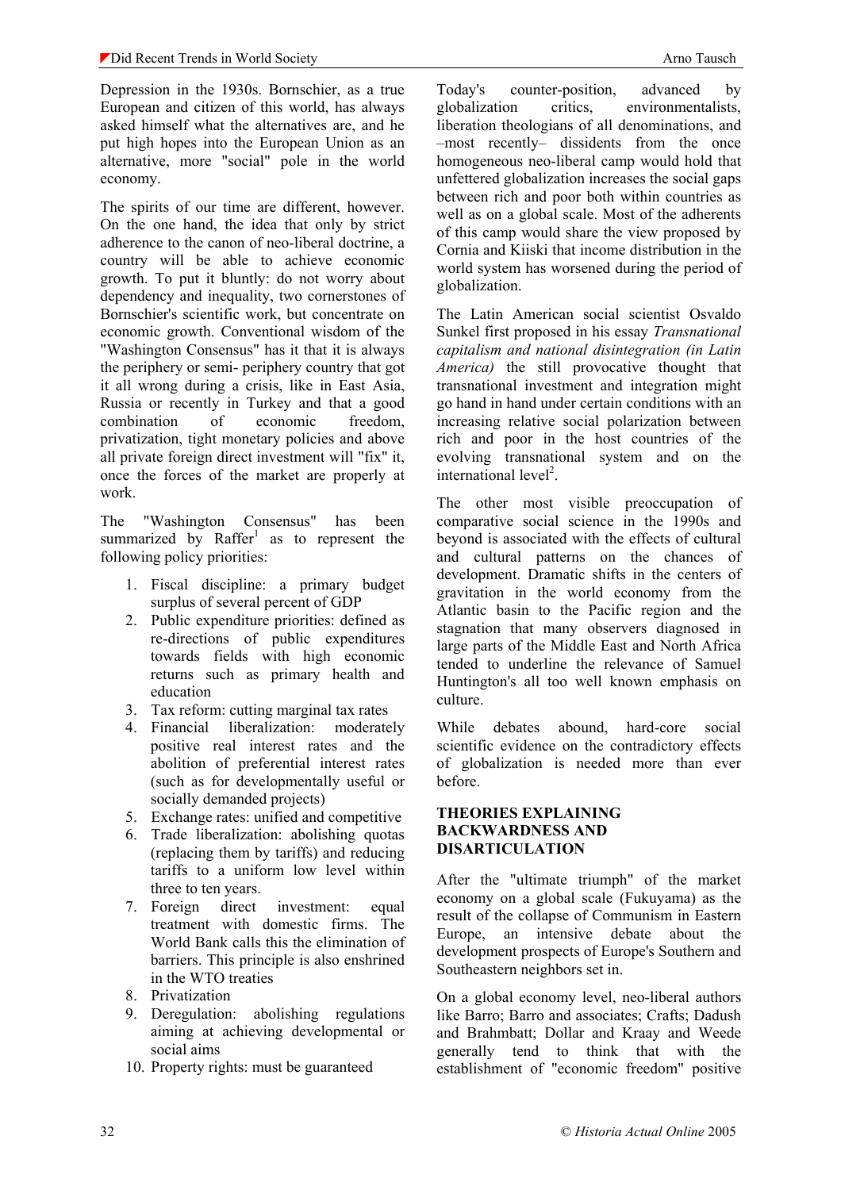Depression in the 1930s. Bornschier, as a true European and citizen of this world, has always asked himself what the alternatives are, and he put high hopes into the European Union as an alternative, more "social" pole in the world economy.

The spirits of our time are different, however. On the one hand, the idea that only by strict adherence to the canon of neo-liberal doctrine, a country will be able to achieve economic growth. To put it bluntly: do not worry about dependency and inequality, two cornerstones of Bornschier's scientific work, but concentrate on economic growth. Conventional wisdom of the "Washington Consensus" has it that it is always the periphery or semi- periphery country that got it all wrong during a crisis, like in East Asia, Russia or recently in Turkey and that a good combination of economic freedom, privatization, tight monetary policies and above all private foreign direct investment will "fix" it, once the forces of the market are properly at work.

The "Washington Consensus" has been summarized by Raffer[1] as to represent the following policy priorities:

1. Fiscal discipline: a primary budget surplus of several percent of GDP
2. Public expenditure priorities: defined as re-directions of public expenditures towards fields with high economic returns such as primary health and education
3. Tax reform: cutting marginal tax rates
4. Financial liberalization: moderately positive real interest rates and the abolition of preferential interest rates (such as for developmentally useful or socially demanded projects)
5. Exchange rates: unified and competitive
6. Trade liberalization: abolishing quotas (replacing them by tariffs) and reducing tariffs to a uniform low level within three to ten years.
7. Foreign direct investment: equal treatment with domestic firms. The World Bank calls this the elimination of barriers. This principle is also enshrined in the WTO treaties
8. Privatization
9. Deregulation: abolishing regulations aiming at achieving developmental or social aims
10. Property rights: must be guaranteed

Today's counter-position, advanced by globalization critics, environmentalists, liberation theologians of all denominations, and –most recently– dissidents from the once homogeneous neo-liberal camp would hold that unfettered globalization increases the social gaps between rich and poor both within countries as well as on a global scale. Most of the adherents of this camp would share the view proposed by Cornia and Kiiski that income distribution in the world system has worsened during the period of globalization.

The Latin American social scientist Osvaldo Sunkel first proposed in his essay *Transnational capitalism and national disintegration (in Latin America)* the still provocative thought that transnational investment and integration might go hand in hand under certain conditions with an increasing relative social polarization between rich and poor in the host countries of the evolving transnational system and on the international level[2].

The other most visible preoccupation of comparative social science in the 1990s and beyond is associated with the effects of cultural and cultural patterns on the chances of development. Dramatic shifts in the centers of gravitation in the world economy from the Atlantic basin to the Pacific region and the stagnation that many observers diagnosed in large parts of the Middle East and North Africa tended to underline the relevance of Samuel Huntington's all too well known emphasis on culture.

While debates abound, hard-core social scientific evidence on the contradictory effects of globalization is needed more than ever before.

## THEORIES EXPLAINING BACKWARDNESS AND DISARTICULATION

After the "ultimate triumph" of the market economy on a global scale (Fukuyama) as the result of the collapse of Communism in Eastern Europe, an intensive debate about the development prospects of Europe's Southern and Southeastern neighbors set in.

On a global economy level, neo-liberal authors like Barro; Barro and associates; Crafts; Dadush and Brahmbatt; Dollar and Kraay and Weede generally tend to think that with the establishment of "economic freedom" positive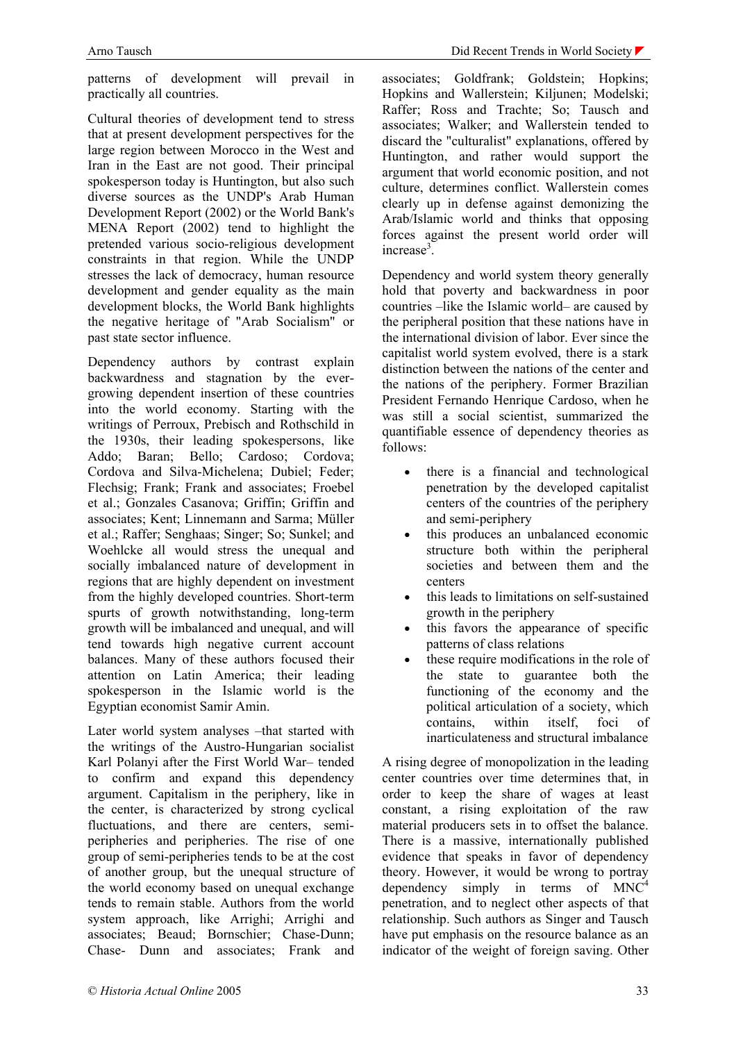patterns of development will prevail in practically all countries.

Cultural theories of development tend to stress that at present development perspectives for the large region between Morocco in the West and Iran in the East are not good. Their principal spokesperson today is Huntington, but also such diverse sources as the UNDP's Arab Human Development Report (2002) or the World Bank's MENA Report (2002) tend to highlight the pretended various socio-religious development constraints in that region. While the UNDP stresses the lack of democracy, human resource development and gender equality as the main development blocks, the World Bank highlights the negative heritage of "Arab Socialism" or past state sector influence.

Dependency authors by contrast explain backwardness and stagnation by the ever-growing dependent insertion of these countries into the world economy. Starting with the writings of Perroux, Prebisch and Rothschild in the 1930s, their leading spokespersons, like Addo; Baran; Bello; Cardoso; Cordova; Cordova and Silva-Michelena; Dubiel; Feder; Flechsig; Frank; Frank and associates; Froebel et al.; Gonzales Casanova; Griffin; Griffin and associates; Kent; Linnemann and Sarma; Müller et al.; Raffer; Senghaas; Singer; So; Sunkel; and Woehlcke all would stress the unequal and socially imbalanced nature of development in regions that are highly dependent on investment from the highly developed countries. Short-term spurts of growth notwithstanding, long-term growth will be imbalanced and unequal, and will tend towards high negative current account balances. Many of these authors focused their attention on Latin America; their leading spokesperson in the Islamic world is the Egyptian economist Samir Amin.

Later world system analyses –that started with the writings of the Austro-Hungarian socialist Karl Polanyi after the First World War– tended to confirm and expand this dependency argument. Capitalism in the periphery, like in the center, is characterized by strong cyclical fluctuations, and there are centers, semi-peripheries and peripheries. The rise of one group of semi-peripheries tends to be at the cost of another group, but the unequal structure of the world economy based on unequal exchange tends to remain stable. Authors from the world system approach, like Arrighi; Arrighi and associates; Beaud; Bornschier; Chase-Dunn; Chase- Dunn and associates; Frank and associates; Goldfrank; Goldstein; Hopkins; Hopkins and Wallerstein; Kiljunen; Modelski; Raffer; Ross and Trachte; So; Tausch and associates; Walker; and Wallerstein tended to discard the "culturalist" explanations, offered by Huntington, and rather would support the argument that world economic position, and not culture, determines conflict. Wallerstein comes clearly up in defense against demonizing the Arab/Islamic world and thinks that opposing forces against the present world order will increase[3].

Dependency and world system theory generally hold that poverty and backwardness in poor countries –like the Islamic world– are caused by the peripheral position that these nations have in the international division of labor. Ever since the capitalist world system evolved, there is a stark distinction between the nations of the center and the nations of the periphery. Former Brazilian President Fernando Henrique Cardoso, when he was still a social scientist, summarized the quantifiable essence of dependency theories as follows:

- there is a financial and technological penetration by the developed capitalist centers of the countries of the periphery and semi-periphery
- this produces an unbalanced economic structure both within the peripheral societies and between them and the centers
- this leads to limitations on self-sustained growth in the periphery
- this favors the appearance of specific patterns of class relations
- these require modifications in the role of the state to guarantee both the functioning of the economy and the political articulation of a society, which contains, within itself, foci of inarticulateness and structural imbalance

A rising degree of monopolization in the leading center countries over time determines that, in order to keep the share of wages at least constant, a rising exploitation of the raw material producers sets in to offset the balance. There is a massive, internationally published evidence that speaks in favor of dependency theory. However, it would be wrong to portray dependency simply in terms of MNC[4] penetration, and to neglect other aspects of that relationship. Such authors as Singer and Tausch have put emphasis on the resource balance as an indicator of the weight of foreign saving. Other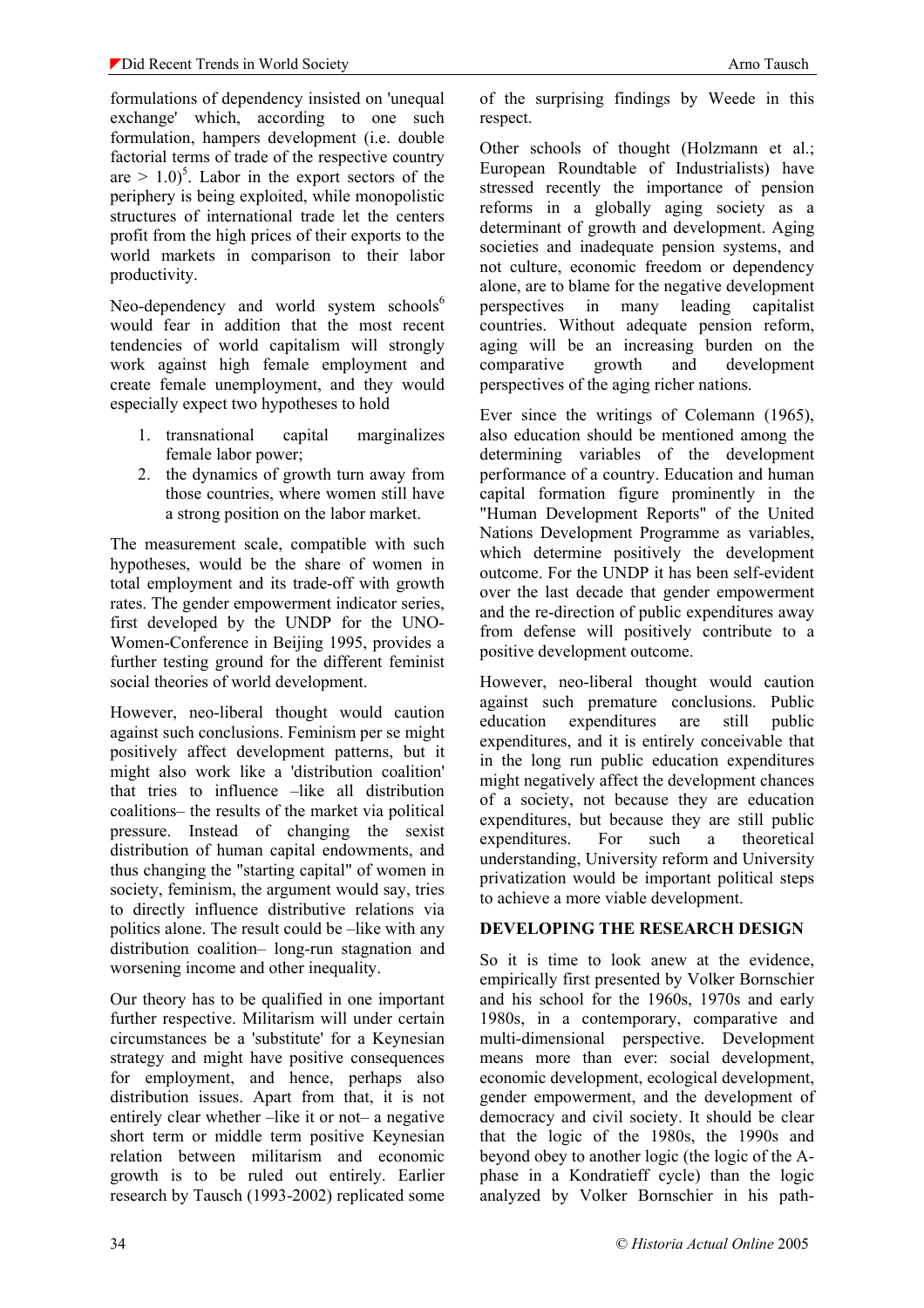formulations of dependency insisted on 'unequal exchange' which, according to one such formulation, hampers development (i.e. double factorial terms of trade of the respective country are $> 1.0$)[5]. Labor in the export sectors of the periphery is being exploited, while monopolistic structures of international trade let the centers profit from the high prices of their exports to the world markets in comparison to their labor productivity.

Neo-dependency and world system schools[6] would fear in addition that the most recent tendencies of world capitalism will strongly work against high female employment and create female unemployment, and they would especially expect two hypotheses to hold

1. transnational capital marginalizes female labor power;
2. the dynamics of growth turn away from those countries, where women still have a strong position on the labor market.

The measurement scale, compatible with such hypotheses, would be the share of women in total employment and its trade-off with growth rates. The gender empowerment indicator series, first developed by the UNDP for the UNO-Women-Conference in Beijing 1995, provides a further testing ground for the different feminist social theories of world development.

However, neo-liberal thought would caution against such conclusions. Feminism per se might positively affect development patterns, but it might also work like a 'distribution coalition' that tries to influence –like all distribution coalitions– the results of the market via political pressure. Instead of changing the sexist distribution of human capital endowments, and thus changing the "starting capital" of women in society, feminism, the argument would say, tries to directly influence distributive relations via politics alone. The result could be –like with any distribution coalition– long-run stagnation and worsening income and other inequality.

Our theory has to be qualified in one important further respective. Militarism will under certain circumstances be a 'substitute' for a Keynesian strategy and might have positive consequences for employment, and hence, perhaps also distribution issues. Apart from that, it is not entirely clear whether –like it or not– a negative short term or middle term positive Keynesian relation between militarism and economic growth is to be ruled out entirely. Earlier research by Tausch (1993-2002) replicated some of the surprising findings by Weede in this respect.

Other schools of thought (Holzmann et al.; European Roundtable of Industrialists) have stressed recently the importance of pension reforms in a globally aging society as a determinant of growth and development. Aging societies and inadequate pension systems, and not culture, economic freedom or dependency alone, are to blame for the negative development perspectives in many leading capitalist countries. Without adequate pension reform, aging will be an increasing burden on the comparative growth and development perspectives of the aging richer nations.

Ever since the writings of Colemann (1965), also education should be mentioned among the determining variables of the development performance of a country. Education and human capital formation figure prominently in the "Human Development Reports" of the United Nations Development Programme as variables, which determine positively the development outcome. For the UNDP it has been self-evident over the last decade that gender empowerment and the re-direction of public expenditures away from defense will positively contribute to a positive development outcome.

However, neo-liberal thought would caution against such premature conclusions. Public education expenditures are still public expenditures, and it is entirely conceivable that in the long run public education expenditures might negatively affect the development chances of a society, not because they are education expenditures, but because they are still public expenditures. For such a theoretical understanding, University reform and University privatization would be important political steps to achieve a more viable development.

## DEVELOPING THE RESEARCH DESIGN

So it is time to look anew at the evidence, empirically first presented by Volker Bornschier and his school for the 1960s, 1970s and early 1980s, in a contemporary, comparative and multi-dimensional perspective. Development means more than ever: social development, economic development, ecological development, gender empowerment, and the development of democracy and civil society. It should be clear that the logic of the 1980s, the 1990s and beyond obey to another logic (the logic of the A-phase in a Kondratieff cycle) than the logic analyzed by Volker Bornschier in his path-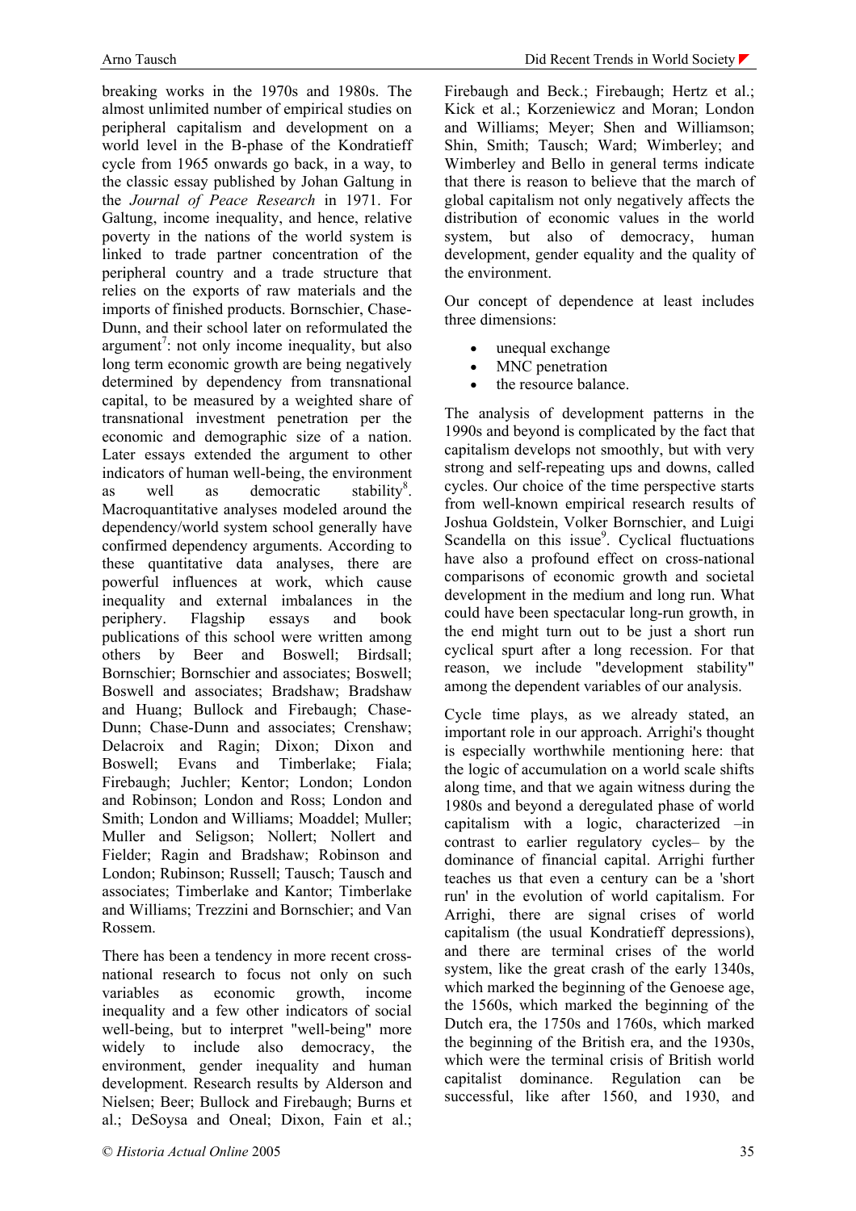breaking works in the 1970s and 1980s. The almost unlimited number of empirical studies on peripheral capitalism and development on a world level in the B-phase of the Kondratieff cycle from 1965 onwards go back, in a way, to the classic essay published by Johan Galtung in the *Journal of Peace Research* in 1971. For Galtung, income inequality, and hence, relative poverty in the nations of the world system is linked to trade partner concentration of the peripheral country and a trade structure that relies on the exports of raw materials and the imports of finished products. Bornschier, Chase-Dunn, and their school later on reformulated the argument[7]: not only income inequality, but also long term economic growth are being negatively determined by dependency from transnational capital, to be measured by a weighted share of transnational investment penetration per the economic and demographic size of a nation. Later essays extended the argument to other indicators of human well-being, the environment as well as democratic stability[8]. Macroquantitative analyses modeled around the dependency/world system school generally have confirmed dependency arguments. According to these quantitative data analyses, there are powerful influences at work, which cause inequality and external imbalances in the periphery. Flagship essays and book publications of this school were written among others by Beer and Boswell; Birdsall; Bornschier; Bornschier and associates; Boswell; Boswell and associates; Bradshaw; Bradshaw and Huang; Bullock and Firebaugh; Chase-Dunn; Chase-Dunn and associates; Crenshaw; Delacroix and Ragin; Dixon; Dixon and Boswell; Evans and Timberlake; Fiala; Firebaugh; Juchler; Kentor; London; London and Robinson; London and Ross; London and Smith; London and Williams; Moaddel; Muller; Muller and Seligson; Nollert; Nollert and Fielder; Ragin and Bradshaw; Robinson and London; Rubinson; Russell; Tausch; Tausch and associates; Timberlake and Kantor; Timberlake and Williams; Trezzini and Bornschier; and Van Rossem.

There has been a tendency in more recent cross-national research to focus not only on such variables as economic growth, income inequality and a few other indicators of social well-being, but to interpret "well-being" more widely to include also democracy, the environment, gender inequality and human development. Research results by Alderson and Nielsen; Beer; Bullock and Firebaugh; Burns et al.; DeSoysa and Oneal; Dixon, Fain et al.; Firebaugh and Beck.; Firebaugh; Hertz et al.; Kick et al.; Korzeniewicz and Moran; London and Williams; Meyer; Shen and Williamson; Shin, Smith; Tausch; Ward; Wimberley; and Wimberley and Bello in general terms indicate that there is reason to believe that the march of global capitalism not only negatively affects the distribution of economic values in the world system, but also of democracy, human development, gender equality and the quality of the environment.

Our concept of dependence at least includes three dimensions:

- unequal exchange
- MNC penetration
- the resource balance.

The analysis of development patterns in the 1990s and beyond is complicated by the fact that capitalism develops not smoothly, but with very strong and self-repeating ups and downs, called cycles. Our choice of the time perspective starts from well-known empirical research results of Joshua Goldstein, Volker Bornschier, and Luigi Scandella on this issue[9]. Cyclical fluctuations have also a profound effect on cross-national comparisons of economic growth and societal development in the medium and long run. What could have been spectacular long-run growth, in the end might turn out to be just a short run cyclical spurt after a long recession. For that reason, we include "development stability" among the dependent variables of our analysis.

Cycle time plays, as we already stated, an important role in our approach. Arrighi's thought is especially worthwhile mentioning here: that the logic of accumulation on a world scale shifts along time, and that we again witness during the 1980s and beyond a deregulated phase of world capitalism with a logic, characterized –in contrast to earlier regulatory cycles– by the dominance of financial capital. Arrighi further teaches us that even a century can be a 'short run' in the evolution of world capitalism. For Arrighi, there are signal crises of world capitalism (the usual Kondratieff depressions), and there are terminal crises of the world system, like the great crash of the early 1340s, which marked the beginning of the Genoese age, the 1560s, which marked the beginning of the Dutch era, the 1750s and 1760s, which marked the beginning of the British era, and the 1930s, which were the terminal crisis of British world capitalist dominance. Regulation can be successful, like after 1560, and 1930, and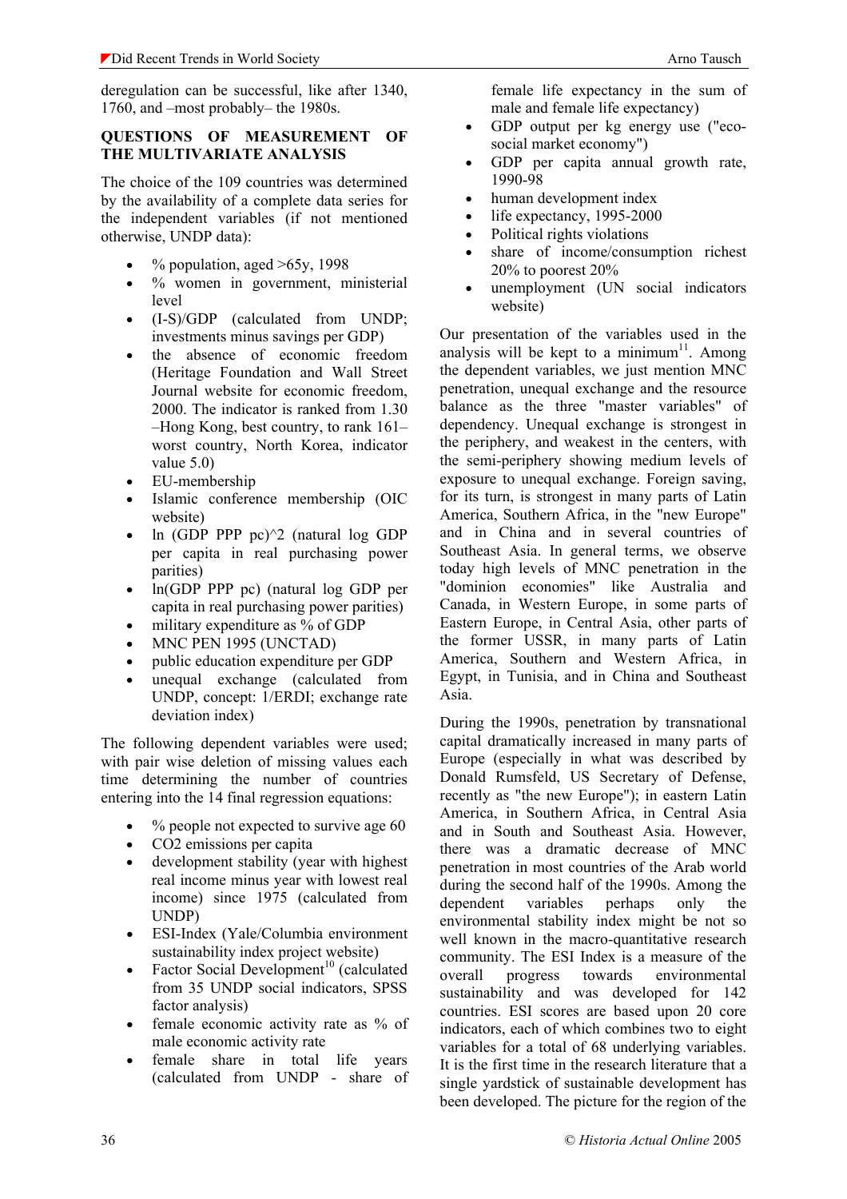deregulation can be successful, like after 1340, 1760, and –most probably– the 1980s.

## QUESTIONS OF MEASUREMENT OF THE MULTIVARIATE ANALYSIS

The choice of the 109 countries was determined by the availability of a complete data series for the independent variables (if not mentioned otherwise, UNDP data):

- % population, aged >65y, 1998
- % women in government, ministerial level
- (I-S)/GDP (calculated from UNDP; investments minus savings per GDP)
- the absence of economic freedom (Heritage Foundation and Wall Street Journal website for economic freedom, 2000. The indicator is ranked from 1.30 –Hong Kong, best country, to rank 161– worst country, North Korea, indicator value 5.0)
- EU-membership
- Islamic conference membership (OIC website)
- ln (GDP PPP pc)^2 (natural log GDP per capita in real purchasing power parities)
- ln(GDP PPP pc) (natural log GDP per capita in real purchasing power parities)
- military expenditure as % of GDP
- MNC PEN 1995 (UNCTAD)
- public education expenditure per GDP
- unequal exchange (calculated from UNDP, concept: 1/ERDI; exchange rate deviation index)

The following dependent variables were used; with pair wise deletion of missing values each time determining the number of countries entering into the 14 final regression equations:

- % people not expected to survive age 60
- $CO_2$ emissions per capita
- development stability (year with highest real income minus year with lowest real income) since 1975 (calculated from UNDP)
- ESI-Index (Yale/Columbia environment sustainability index project website)
- Factor Social Development[10] (calculated from 35 UNDP social indicators, SPSS factor analysis)
- female economic activity rate as % of male economic activity rate
- female share in total life years (calculated from UNDP - share of female life expectancy in the sum of male and female life expectancy)
- GDP output per kg energy use ("eco-social market economy")
- GDP per capita annual growth rate, 1990-98
- human development index
- life expectancy, 1995-2000
- Political rights violations
- share of income/consumption richest 20% to poorest 20%
- unemployment (UN social indicators website)

Our presentation of the variables used in the analysis will be kept to a minimum[11]. Among the dependent variables, we just mention MNC penetration, unequal exchange and the resource balance as the three "master variables" of dependency. Unequal exchange is strongest in the periphery, and weakest in the centers, with the semi-periphery showing medium levels of exposure to unequal exchange. Foreign saving, for its turn, is strongest in many parts of Latin America, Southern Africa, in the "new Europe" and in China and in several countries of Southeast Asia. In general terms, we observe today high levels of MNC penetration in the "dominion economies" like Australia and Canada, in Western Europe, in some parts of Eastern Europe, in Central Asia, other parts of the former USSR, in many parts of Latin America, Southern and Western Africa, in Egypt, in Tunisia, and in China and Southeast Asia.

During the 1990s, penetration by transnational capital dramatically increased in many parts of Europe (especially in what was described by Donald Rumsfeld, US Secretary of Defense, recently as "the new Europe"); in eastern Latin America, in Southern Africa, in Central Asia and in South and Southeast Asia. However, there was a dramatic decrease of MNC penetration in most countries of the Arab world during the second half of the 1990s. Among the dependent variables perhaps only the environmental stability index might be not so well known in the macro-quantitative research community. The ESI Index is a measure of the overall progress towards environmental sustainability and was developed for 142 countries. ESI scores are based upon 20 core indicators, each of which combines two to eight variables for a total of 68 underlying variables. It is the first time in the research literature that a single yardstick of sustainable development has been developed. The picture for the region of the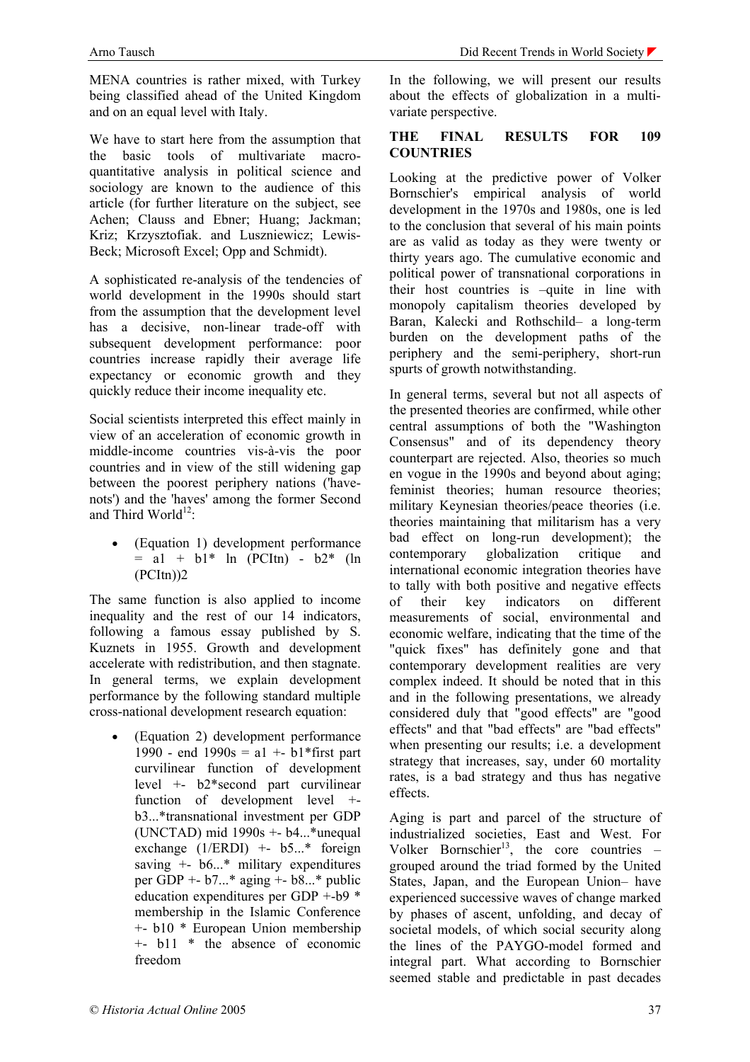MENA countries is rather mixed, with Turkey being classified ahead of the United Kingdom and on an equal level with Italy.

We have to start here from the assumption that the basic tools of multivariate macro-quantitative analysis in political science and sociology are known to the audience of this article (for further literature on the subject, see Achen; Clauss and Ebner; Huang; Jackman; Kriz; Krzysztofiak. and Luszniewicz; Lewis-Beck; Microsoft Excel; Opp and Schmidt).

A sophisticated re-analysis of the tendencies of world development in the 1990s should start from the assumption that the development level has a decisive, non-linear trade-off with subsequent development performance: poor countries increase rapidly their average life expectancy or economic growth and they quickly reduce their income inequality etc.

Social scientists interpreted this effect mainly in view of an acceleration of economic growth in middle-income countries vis-à-vis the poor countries and in view of the still widening gap between the poorest periphery nations ('have-nots') and the 'haves' among the former Second and Third World[12]:

- (Equation 1) development performance = a1 + b1* ln (PCItn) - b2* (ln (PCItn))2

The same function is also applied to income inequality and the rest of our 14 indicators, following a famous essay published by S. Kuznets in 1955. Growth and development accelerate with redistribution, and then stagnate. In general terms, we explain development performance by the following standard multiple cross-national development research equation:

- (Equation 2) development performance 1990 - end 1990s = a1 +- b1*first part curvilinear function of development level +- b2*second part curvilinear function of development level +- b3...*transnational investment per GDP (UNCTAD) mid 1990s +- b4...*unequal exchange (1/ERDI) +- b5...* foreign saving +- b6...* military expenditures per GDP +- b7...* aging +- b8...* public education expenditures per GDP +-b9 * membership in the Islamic Conference +- b10 * European Union membership +- b11 * the absence of economic freedom

In the following, we will present our results about the effects of globalization in a multi-variate perspective.

## THE FINAL RESULTS FOR 109 COUNTRIES

Looking at the predictive power of Volker Bornschier's empirical analysis of world development in the 1970s and 1980s, one is led to the conclusion that several of his main points are as valid as today as they were twenty or thirty years ago. The cumulative economic and political power of transnational corporations in their host countries is –quite in line with monopoly capitalism theories developed by Baran, Kalecki and Rothschild– a long-term burden on the development paths of the periphery and the semi-periphery, short-run spurts of growth notwithstanding.

In general terms, several but not all aspects of the presented theories are confirmed, while other central assumptions of both the "Washington Consensus" and of its dependency theory counterpart are rejected. Also, theories so much en vogue in the 1990s and beyond about aging; feminist theories; human resource theories; military Keynesian theories/peace theories (i.e. theories maintaining that militarism has a very bad effect on long-run development); the contemporary globalization critique and international economic integration theories have to tally with both positive and negative effects of their key indicators on different measurements of social, environmental and economic welfare, indicating that the time of the "quick fixes" has definitely gone and that contemporary development realities are very complex indeed. It should be noted that in this and in the following presentations, we already considered duly that "good effects" are "good effects" and that "bad effects" are "bad effects" when presenting our results; i.e. a development strategy that increases, say, under 60 mortality rates, is a bad strategy and thus has negative effects.

Aging is part and parcel of the structure of industrialized societies, East and West. For Volker Bornschier[13], the core countries –grouped around the triad formed by the United States, Japan, and the European Union– have experienced successive waves of change marked by phases of ascent, unfolding, and decay of societal models, of which social security along the lines of the PAYGO-model formed and integral part. What according to Bornschier seemed stable and predictable in past decades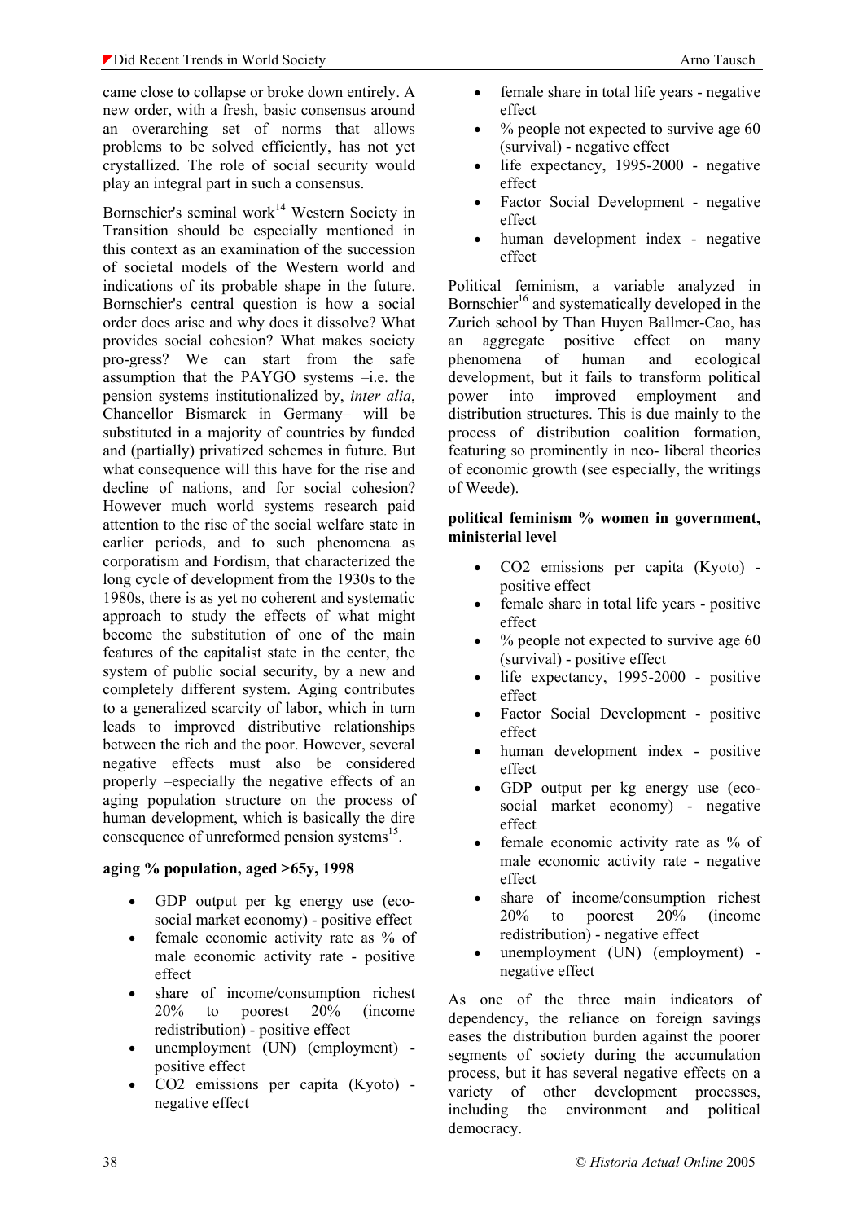came close to collapse or broke down entirely. A new order, with a fresh, basic consensus around an overarching set of norms that allows problems to be solved efficiently, has not yet crystallized. The role of social security would play an integral part in such a consensus.

Bornschier's seminal work[14] Western Society in Transition should be especially mentioned in this context as an examination of the succession of societal models of the Western world and indications of its probable shape in the future. Bornschier's central question is how a social order does arise and why does it dissolve? What provides social cohesion? What makes society pro-gress? We can start from the safe assumption that the PAYGO systems –i.e. the pension systems institutionalized by, *inter alia*, Chancellor Bismarck in Germany– will be substituted in a majority of countries by funded and (partially) privatized schemes in future. But what consequence will this have for the rise and decline of nations, and for social cohesion? However much world systems research paid attention to the rise of the social welfare state in earlier periods, and to such phenomena as corporatism and Fordism, that characterized the long cycle of development from the 1930s to the 1980s, there is as yet no coherent and systematic approach to study the effects of what might become the substitution of one of the main features of the capitalist state in the center, the system of public social security, by a new and completely different system. Aging contributes to a generalized scarcity of labor, which in turn leads to improved distributive relationships between the rich and the poor. However, several negative effects must also be considered properly –especially the negative effects of an aging population structure on the process of human development, which is basically the dire consequence of unreformed pension systems[15].

**aging % population, aged >65y, 1998**

- GDP output per kg energy use (eco-social market economy) - positive effect
- female economic activity rate as % of male economic activity rate - positive effect
- share of income/consumption richest 20% to poorest 20% (income redistribution) - positive effect
- unemployment (UN) (employment) - positive effect
- $CO_2$ emissions per capita (Kyoto) - negative effect
- female share in total life years - negative effect
- % people not expected to survive age 60 (survival) - negative effect
- life expectancy, 1995-2000 - negative effect
- Factor Social Development - negative effect
- human development index - negative effect

Political feminism, a variable analyzed in Bornschier[16] and systematically developed in the Zurich school by Than Huyen Ballmer-Cao, has an aggregate positive effect on many phenomena of human and ecological development, but it fails to transform political power into improved employment and distribution structures. This is due mainly to the process of distribution coalition formation, featuring so prominently in neo- liberal theories of economic growth (see especially, the writings of Weede).

**political feminism % women in government, ministerial level**

- $CO_2$ emissions per capita (Kyoto) - positive effect
- female share in total life years - positive effect
- % people not expected to survive age 60 (survival) - positive effect
- life expectancy, 1995-2000 - positive effect
- Factor Social Development - positive effect
- human development index - positive effect
- GDP output per kg energy use (eco-social market economy) - negative effect
- female economic activity rate as % of male economic activity rate - negative effect
- share of income/consumption richest 20% to poorest 20% (income redistribution) - negative effect
- unemployment (UN) (employment) - negative effect

As one of the three main indicators of dependency, the reliance on foreign savings eases the distribution burden against the poorer segments of society during the accumulation process, but it has several negative effects on a variety of other development processes, including the environment and political democracy.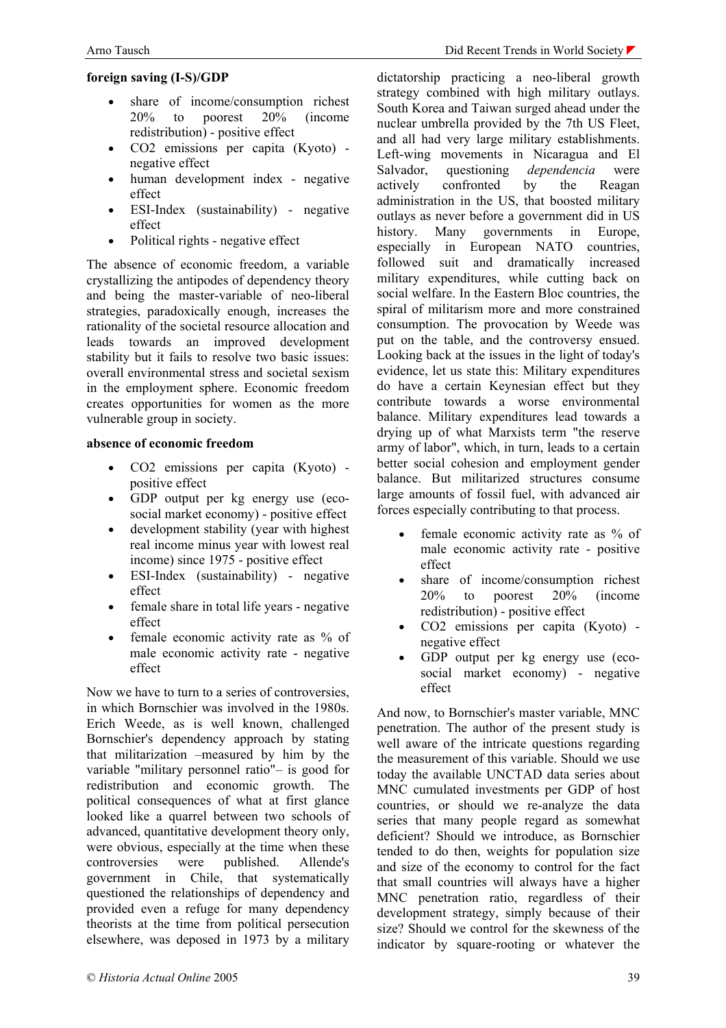**foreign saving (I-S)/GDP**

- share of income/consumption richest 20% to poorest 20% (income redistribution) - positive effect
- $CO_2$ emissions per capita (Kyoto) - negative effect
- human development index - negative effect
- ESI-Index (sustainability) - negative effect
- Political rights - negative effect

The absence of economic freedom, a variable crystallizing the antipodes of dependency theory and being the master-variable of neo-liberal strategies, paradoxically enough, increases the rationality of the societal resource allocation and leads towards an improved development stability but it fails to resolve two basic issues: overall environmental stress and societal sexism in the employment sphere. Economic freedom creates opportunities for women as the more vulnerable group in society.

**absence of economic freedom**

- $CO_2$ emissions per capita (Kyoto) - positive effect
- GDP output per kg energy use (eco-social market economy) - positive effect
- development stability (year with highest real income minus year with lowest real income) since 1975 - positive effect
- ESI-Index (sustainability) - negative effect
- female share in total life years - negative effect
- female economic activity rate as % of male economic activity rate - negative effect

Now we have to turn to a series of controversies, in which Bornschier was involved in the 1980s. Erich Weede, as is well known, challenged Bornschier's dependency approach by stating that militarization –measured by him by the variable "military personnel ratio"– is good for redistribution and economic growth. The political consequences of what at first glance looked like a quarrel between two schools of advanced, quantitative development theory only, were obvious, especially at the time when these controversies were published. Allende's government in Chile, that systematically questioned the relationships of dependency and provided even a refuge for many dependency theorists at the time from political persecution elsewhere, was deposed in 1973 by a military dictatorship practicing a neo-liberal growth strategy combined with high military outlays. South Korea and Taiwan surged ahead under the nuclear umbrella provided by the 7th US Fleet, and all had very large military establishments. Left-wing movements in Nicaragua and El Salvador, questioning *dependencia* were actively confronted by the Reagan administration in the US, that boosted military outlays as never before a government did in US history. Many governments in Europe, especially in European NATO countries, followed suit and dramatically increased military expenditures, while cutting back on social welfare. In the Eastern Bloc countries, the spiral of militarism more and more constrained consumption. The provocation by Weede was put on the table, and the controversy ensued. Looking back at the issues in the light of today's evidence, let us state this: Military expenditures do have a certain Keynesian effect but they contribute towards a worse environmental balance. Military expenditures lead towards a drying up of what Marxists term "the reserve army of labor", which, in turn, leads to a certain better social cohesion and employment gender balance. But militarized structures consume large amounts of fossil fuel, with advanced air forces especially contributing to that process.

- female economic activity rate as % of male economic activity rate - positive effect
- share of income/consumption richest 20% to poorest 20% (income redistribution) - positive effect
- $CO_2$ emissions per capita (Kyoto) - negative effect
- GDP output per kg energy use (eco-social market economy) - negative effect

And now, to Bornschier's master variable, MNC penetration. The author of the present study is well aware of the intricate questions regarding the measurement of this variable. Should we use today the available UNCTAD data series about MNC cumulated investments per GDP of host countries, or should we re-analyze the data series that many people regard as somewhat deficient? Should we introduce, as Bornschier tended to do then, weights for population size and size of the economy to control for the fact that small countries will always have a higher MNC penetration ratio, regardless of their development strategy, simply because of their size? Should we control for the skewness of the indicator by square-rooting or whatever the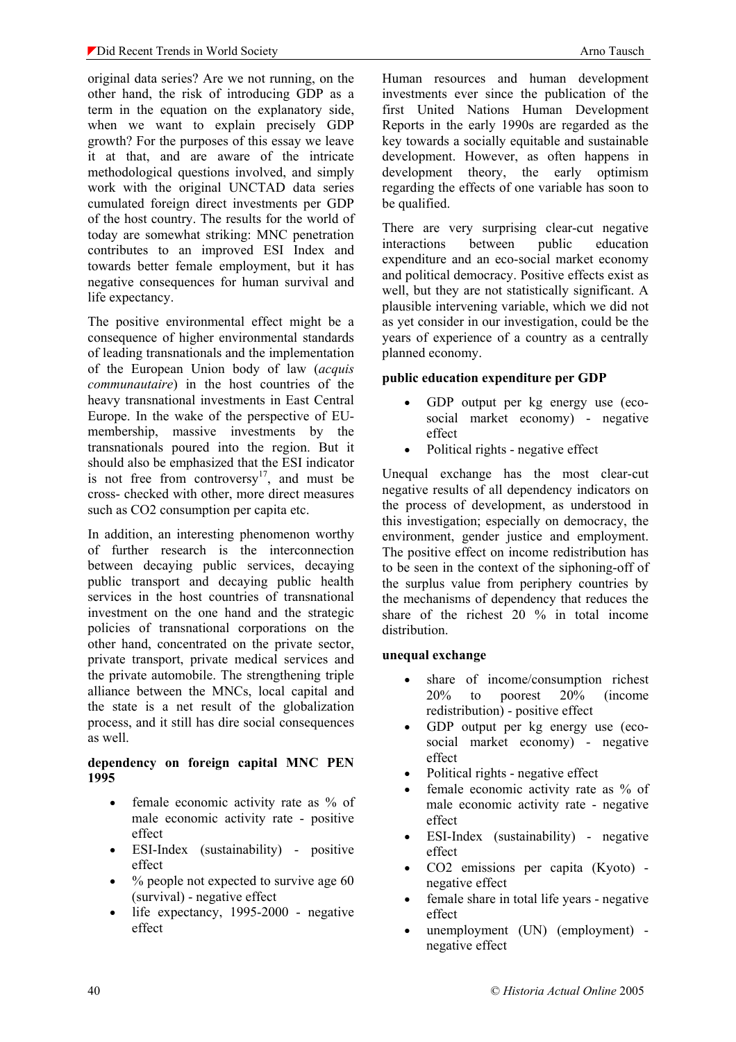original data series? Are we not running, on the other hand, the risk of introducing GDP as a term in the equation on the explanatory side, when we want to explain precisely GDP growth? For the purposes of this essay we leave it at that, and are aware of the intricate methodological questions involved, and simply work with the original UNCTAD data series cumulated foreign direct investments per GDP of the host country. The results for the world of today are somewhat striking: MNC penetration contributes to an improved ESI Index and towards better female employment, but it has negative consequences for human survival and life expectancy.

The positive environmental effect might be a consequence of higher environmental standards of leading transnationals and the implementation of the European Union body of law (*acquis communautaire*) in the host countries of the heavy transnational investments in East Central Europe. In the wake of the perspective of EU-membership, massive investments by the transnationals poured into the region. But it should also be emphasized that the ESI indicator is not free from controversy[17], and must be cross- checked with other, more direct measures such as $CO_2$ consumption per capita etc.

In addition, an interesting phenomenon worthy of further research is the interconnection between decaying public services, decaying public transport and decaying public health services in the host countries of transnational investment on the one hand and the strategic policies of transnational corporations on the other hand, concentrated on the private sector, private transport, private medical services and the private automobile. The strengthening triple alliance between the MNCs, local capital and the state is a net result of the globalization process, and it still has dire social consequences as well.

**dependency on foreign capital MNC PEN 1995**

- female economic activity rate as % of male economic activity rate - positive effect
- ESI-Index (sustainability) - positive effect
- % people not expected to survive age 60 (survival) - negative effect
- life expectancy, 1995-2000 - negative effect

Human resources and human development investments ever since the publication of the first United Nations Human Development Reports in the early 1990s are regarded as the key towards a socially equitable and sustainable development. However, as often happens in development theory, the early optimism regarding the effects of one variable has soon to be qualified.

There are very surprising clear-cut negative interactions between public education expenditure and an eco-social market economy and political democracy. Positive effects exist as well, but they are not statistically significant. A plausible intervening variable, which we did not as yet consider in our investigation, could be the years of experience of a country as a centrally planned economy.

**public education expenditure per GDP**

- GDP output per kg energy use (eco-social market economy) - negative effect
- Political rights - negative effect

Unequal exchange has the most clear-cut negative results of all dependency indicators on the process of development, as understood in this investigation; especially on democracy, the environment, gender justice and employment. The positive effect on income redistribution has to be seen in the context of the siphoning-off of the surplus value from periphery countries by the mechanisms of dependency that reduces the share of the richest 20 % in total income distribution.

**unequal exchange**

- share of income/consumption richest 20% to poorest 20% (income redistribution) - positive effect
- GDP output per kg energy use (eco-social market economy) - negative effect
- Political rights - negative effect
- female economic activity rate as % of male economic activity rate - negative effect
- ESI-Index (sustainability) - negative effect
- $CO_2$ emissions per capita (Kyoto) - negative effect
- female share in total life years - negative effect
- unemployment (UN) (employment) - negative effect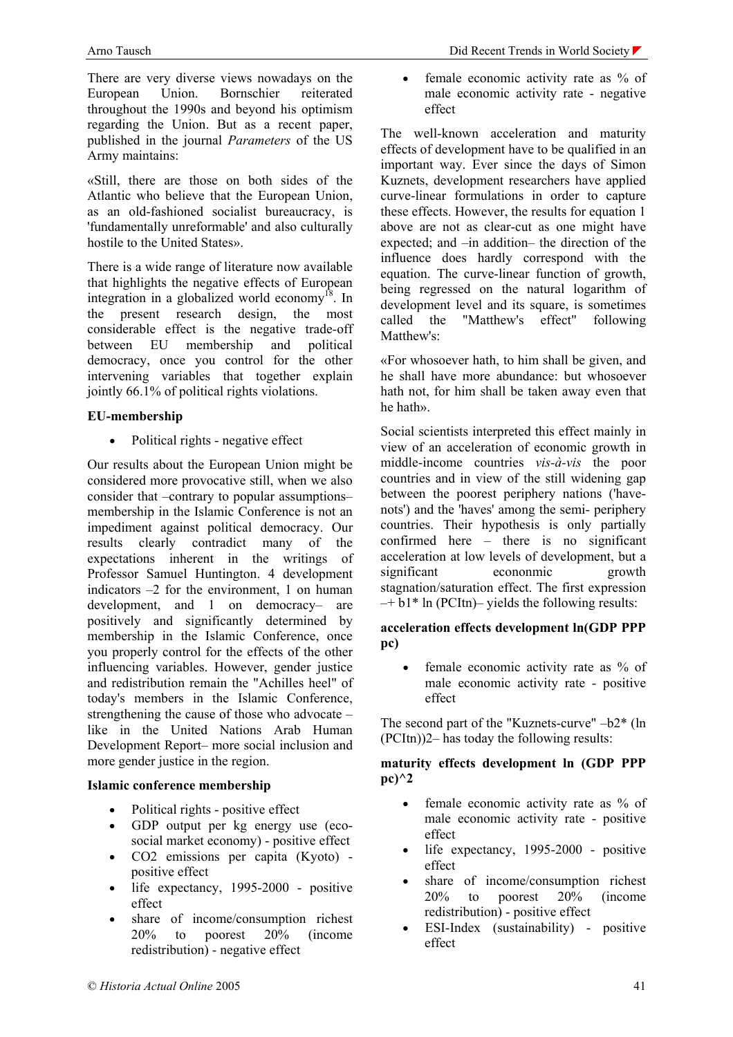There are very diverse views nowadays on the European Union. Bornschier reiterated throughout the 1990s and beyond his optimism regarding the Union. But as a recent paper, published in the journal *Parameters* of the US Army maintains:

«Still, there are those on both sides of the Atlantic who believe that the European Union, as an old-fashioned socialist bureaucracy, is 'fundamentally unreformable' and also culturally hostile to the United States».

There is a wide range of literature now available that highlights the negative effects of European integration in a globalized world economy[18]. In the present research design, the most considerable effect is the negative trade-off between EU membership and political democracy, once you control for the other intervening variables that together explain jointly 66.1% of political rights violations.

**EU-membership**

- Political rights - negative effect

Our results about the European Union might be considered more provocative still, when we also consider that –contrary to popular assumptions– membership in the Islamic Conference is not an impediment against political democracy. Our results clearly contradict many of the expectations inherent in the writings of Professor Samuel Huntington. 4 development indicators –2 for the environment, 1 on human development, and 1 on democracy– are positively and significantly determined by membership in the Islamic Conference, once you properly control for the effects of the other influencing variables. However, gender justice and redistribution remain the "Achilles heel" of today's members in the Islamic Conference, strengthening the cause of those who advocate –like in the United Nations Arab Human Development Report– more social inclusion and more gender justice in the region.

**Islamic conference membership**

- Political rights - positive effect
- GDP output per kg energy use (eco-social market economy) - positive effect
- CO2 emissions per capita (Kyoto) - positive effect
- life expectancy, 1995-2000 - positive effect
- share of income/consumption richest 20% to poorest 20% (income redistribution) - negative effect
- female economic activity rate as % of male economic activity rate - negative effect

The well-known acceleration and maturity effects of development have to be qualified in an important way. Ever since the days of Simon Kuznets, development researchers have applied curve-linear formulations in order to capture these effects. However, the results for equation 1 above are not as clear-cut as one might have expected; and –in addition– the direction of the influence does hardly correspond with the equation. The curve-linear function of growth, being regressed on the natural logarithm of development level and its square, is sometimes called the "Matthew's effect" following Matthew's:

«For whosoever hath, to him shall be given, and he shall have more abundance: but whosoever hath not, for him shall be taken away even that he hath».

Social scientists interpreted this effect mainly in view of an acceleration of economic growth in middle-income countries *vis-à-vis* the poor countries and in view of the still widening gap between the poorest periphery nations ('have-nots') and the 'haves' among the semi- periphery countries. Their hypothesis is only partially confirmed here – there is no significant acceleration at low levels of development, but a significant econonmic growth stagnation/saturation effect. The first expression –+ b1\* ln (PCItn)– yields the following results:

**acceleration effects development ln(GDP PPP pc)**

- female economic activity rate as % of male economic activity rate - positive effect

The second part of the "Kuznets-curve" –b2\* (ln (PCItn))2– has today the following results:

**maturity effects development ln (GDP PPP pc)^2**

- female economic activity rate as % of male economic activity rate - positive effect
- life expectancy, 1995-2000 - positive effect
- share of income/consumption richest 20% to poorest 20% (income redistribution) - positive effect
- ESI-Index (sustainability) - positive effect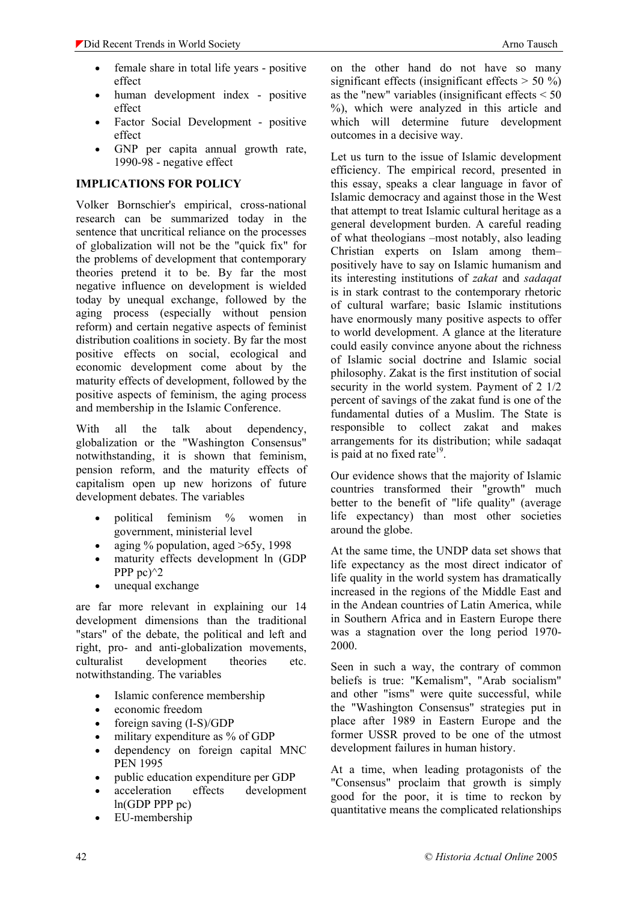- female share in total life years - positive effect
- human development index - positive effect
- Factor Social Development - positive effect
- GNP per capita annual growth rate, 1990-98 - negative effect

## IMPLICATIONS FOR POLICY

Volker Bornschier's empirical, cross-national research can be summarized today in the sentence that uncritical reliance on the processes of globalization will not be the "quick fix" for the problems of development that contemporary theories pretend it to be. By far the most negative influence on development is wielded today by unequal exchange, followed by the aging process (especially without pension reform) and certain negative aspects of feminist distribution coalitions in society. By far the most positive effects on social, ecological and economic development come about by the maturity effects of development, followed by the positive aspects of feminism, the aging process and membership in the Islamic Conference.

With all the talk about dependency, globalization or the "Washington Consensus" notwithstanding, it is shown that feminism, pension reform, and the maturity effects of capitalism open up new horizons of future development debates. The variables

- political feminism % women in government, ministerial level
- aging % population, aged >65y, 1998
- maturity effects development ln (GDP PPP pc)^2
- unequal exchange

are far more relevant in explaining our 14 development dimensions than the traditional "stars" of the debate, the political and left and right, pro- and anti-globalization movements, culturalist development theories etc. notwithstanding. The variables

- Islamic conference membership
- economic freedom
- foreign saving (I-S)/GDP
- military expenditure as % of GDP
- dependency on foreign capital MNC PEN 1995
- public education expenditure per GDP
- acceleration effects development ln(GDP PPP pc)
- EU-membership

on the other hand do not have so many significant effects (insignificant effects > 50 %) as the "new" variables (insignificant effects < 50 %), which were analyzed in this article and which will determine future development outcomes in a decisive way.

Let us turn to the issue of Islamic development efficiency. The empirical record, presented in this essay, speaks a clear language in favor of Islamic democracy and against those in the West that attempt to treat Islamic cultural heritage as a general development burden. A careful reading of what theologians –most notably, also leading Christian experts on Islam among them– positively have to say on Islamic humanism and its interesting institutions of *zakat* and *sadaqat* is in stark contrast to the contemporary rhetoric of cultural warfare; basic Islamic institutions have enormously many positive aspects to offer to world development. A glance at the literature could easily convince anyone about the richness of Islamic social doctrine and Islamic social philosophy. Zakat is the first institution of social security in the world system. Payment of 2 1/2 percent of savings of the zakat fund is one of the fundamental duties of a Muslim. The State is responsible to collect zakat and makes arrangements for its distribution; while sadaqat is paid at no fixed rate[19].

Our evidence shows that the majority of Islamic countries transformed their "growth" much better to the benefit of "life quality" (average life expectancy) than most other societies around the globe.

At the same time, the UNDP data set shows that life expectancy as the most direct indicator of life quality in the world system has dramatically increased in the regions of the Middle East and in the Andean countries of Latin America, while in Southern Africa and in Eastern Europe there was a stagnation over the long period 1970-2000.

Seen in such a way, the contrary of common beliefs is true: "Kemalism", "Arab socialism" and other "isms" were quite successful, while the "Washington Consensus" strategies put in place after 1989 in Eastern Europe and the former USSR proved to be one of the utmost development failures in human history.

At a time, when leading protagonists of the "Consensus" proclaim that growth is simply good for the poor, it is time to reckon by quantitative means the complicated relationships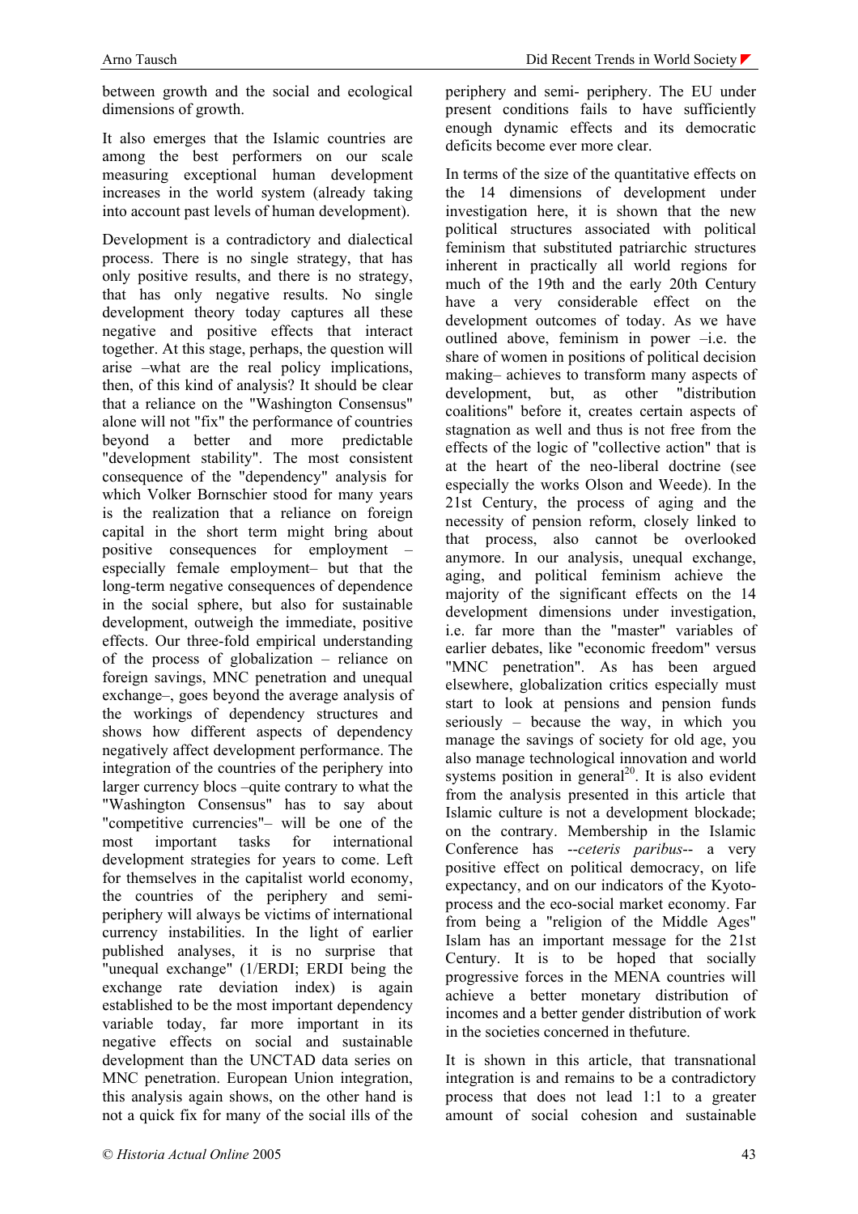between growth and the social and ecological dimensions of growth.

It also emerges that the Islamic countries are among the best performers on our scale measuring exceptional human development increases in the world system (already taking into account past levels of human development).

Development is a contradictory and dialectical process. There is no single strategy, that has only positive results, and there is no strategy, that has only negative results. No single development theory today captures all these negative and positive effects that interact together. At this stage, perhaps, the question will arise –what are the real policy implications, then, of this kind of analysis? It should be clear that a reliance on the "Washington Consensus" alone will not "fix" the performance of countries beyond a better and more predictable "development stability". The most consistent consequence of the "dependency" analysis for which Volker Bornschier stood for many years is the realization that a reliance on foreign capital in the short term might bring about positive consequences for employment – especially female employment– but that the long-term negative consequences of dependence in the social sphere, but also for sustainable development, outweigh the immediate, positive effects. Our three-fold empirical understanding of the process of globalization – reliance on foreign savings, MNC penetration and unequal exchange–, goes beyond the average analysis of the workings of dependency structures and shows how different aspects of dependency negatively affect development performance. The integration of the countries of the periphery into larger currency blocs –quite contrary to what the "Washington Consensus" has to say about "competitive currencies"– will be one of the most important tasks for international development strategies for years to come. Left for themselves in the capitalist world economy, the countries of the periphery and semi-periphery will always be victims of international currency instabilities. In the light of earlier published analyses, it is no surprise that "unequal exchange" (1/ERDI; ERDI being the exchange rate deviation index) is again established to be the most important dependency variable today, far more important in its negative effects on social and sustainable development than the UNCTAD data series on MNC penetration. European Union integration, this analysis again shows, on the other hand is not a quick fix for many of the social ills of the periphery and semi- periphery. The EU under present conditions fails to have sufficiently enough dynamic effects and its democratic deficits become ever more clear.

In terms of the size of the quantitative effects on the 14 dimensions of development under investigation here, it is shown that the new political structures associated with political feminism that substituted patriarchic structures inherent in practically all world regions for much of the 19th and the early 20th Century have a very considerable effect on the development outcomes of today. As we have outlined above, feminism in power –i.e. the share of women in positions of political decision making– achieves to transform many aspects of development, but, as other "distribution coalitions" before it, creates certain aspects of stagnation as well and thus is not free from the effects of the logic of "collective action" that is at the heart of the neo-liberal doctrine (see especially the works Olson and Weede). In the 21st Century, the process of aging and the necessity of pension reform, closely linked to that process, also cannot be overlooked anymore. In our analysis, unequal exchange, aging, and political feminism achieve the majority of the significant effects on the 14 development dimensions under investigation, i.e. far more than the "master" variables of earlier debates, like "economic freedom" versus "MNC penetration". As has been argued elsewhere, globalization critics especially must start to look at pensions and pension funds seriously – because the way, in which you manage the savings of society for old age, you also manage technological innovation and world systems position in general[20]. It is also evident from the analysis presented in this article that Islamic culture is not a development blockade; on the contrary. Membership in the Islamic Conference has --*ceteris paribus*-- a very positive effect on political democracy, on life expectancy, and on our indicators of the Kyoto-process and the eco-social market economy. Far from being a "religion of the Middle Ages" Islam has an important message for the 21st Century. It is to be hoped that socially progressive forces in the MENA countries will achieve a better monetary distribution of incomes and a better gender distribution of work in the societies concerned in thefuture.

It is shown in this article, that transnational integration is and remains to be a contradictory process that does not lead 1:1 to a greater amount of social cohesion and sustainable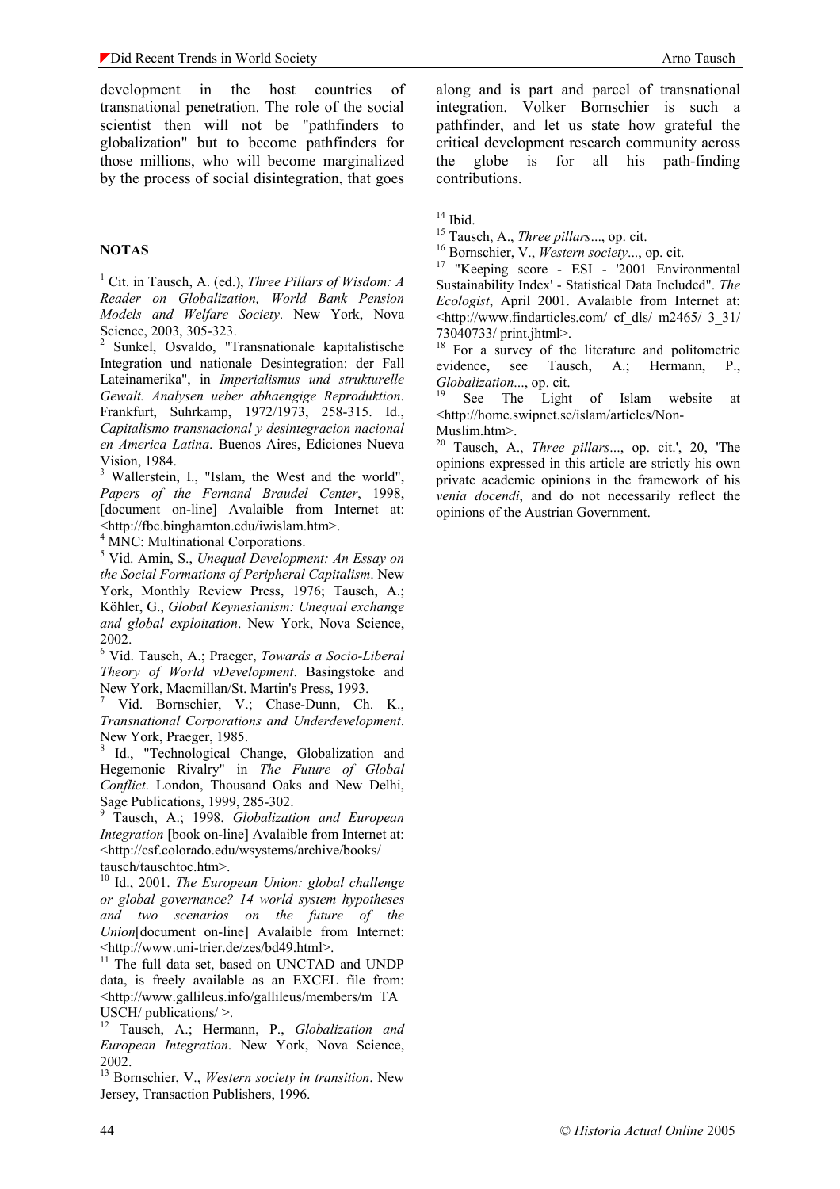development in the host countries of transnational penetration. The role of the social scientist then will not be "pathfinders to globalization" but to become pathfinders for those millions, who will become marginalized by the process of social disintegration, that goes along and is part and parcel of transnational integration. Volker Bornschier is such a pathfinder, and let us state how grateful the critical development research community across the globe is for all his path-finding contributions.

## NOTAS

[1] Cit. in Tausch, A. (ed.), *Three Pillars of Wisdom: A Reader on Globalization, World Bank Pension Models and Welfare Society*. New York, Nova Science, 2003, 305-323.

[2] Sunkel, Osvaldo, "Transnationale kapitalistische Integration und nationale Desintegration: der Fall Lateinamerika", in *Imperialismus und strukturelle Gewalt. Analysen ueber abhaengige Reproduktion*. Frankfurt, Suhrkamp, 1972/1973, 258-315. Id., *Capitalismo transnacional y desintegracion nacional en America Latina*. Buenos Aires, Ediciones Nueva Vision, 1984.

[3] Wallerstein, I., "Islam, the West and the world", *Papers of the Fernand Braudel Center*, 1998, [document on-line] Avalaible from Internet at: <http://fbc.binghamton.edu/iwislam.htm>.

[4] MNC: Multinational Corporations.

[5] Vid. Amin, S., *Unequal Development: An Essay on the Social Formations of Peripheral Capitalism*. New York, Monthly Review Press, 1976; Tausch, A.; Köhler, G., *Global Keynesianism: Unequal exchange and global exploitation*. New York, Nova Science, 2002.

[6] Vid. Tausch, A.; Praeger, *Towards a Socio-Liberal Theory of World vDevelopment*. Basingstoke and New York, Macmillan/St. Martin's Press, 1993.

[7] Vid. Bornschier, V.; Chase-Dunn, Ch. K., *Transnational Corporations and Underdevelopment*. New York, Praeger, 1985.

[8] Id., "Technological Change, Globalization and Hegemonic Rivalry" in *The Future of Global Conflict*. London, Thousand Oaks and New Delhi, Sage Publications, 1999, 285-302.

[9] Tausch, A.; 1998. *Globalization and European Integration* [book on-line] Avalaible from Internet at: <http://csf.colorado.edu/wsystems/archive/books/tausch/tauschtoc.htm>.

[10] Id., 2001. *The European Union: global challenge or global governance? 14 world system hypotheses and two scenarios on the future of the Union*[document on-line] Avalaible from Internet: <http://www.uni-trier.de/zes/bd49.html>.

[11] The full data set, based on UNCTAD and UNDP data, is freely available as an EXCEL file from: <http://www.gallileus.info/gallileus/members/m_TAUSCH/ publications/ >.

[12] Tausch, A.; Hermann, P., *Globalization and European Integration*. New York, Nova Science, 2002.

[13] Bornschier, V., *Western society in transition*. New Jersey, Transaction Publishers, 1996.

[14] Ibid.

[15] Tausch, A., *Three pillars*..., op. cit.

[16] Bornschier, V., *Western society*..., op. cit.

[17] "Keeping score - ESI - '2001 Environmental Sustainability Index' - Statistical Data Included". *The Ecologist*, April 2001. Avalaible from Internet at: <http://www.findarticles.com/ cf_dls/ m2465/ 3_31/ 73040733/ print.jhtml>.

[18] For a survey of the literature and politometric evidence, see Tausch, A.; Hermann, P., *Globalization*..., op. cit.

[19] See The Light of Islam website at <http://home.swipnet.se/islam/articles/Non-Muslim.htm>.

[20] Tausch, A., *Three pillars*..., op. cit.', 20, 'The opinions expressed in this article are strictly his own private academic opinions in the framework of his *venia docendi*, and do not necessarily reflect the opinions of the Austrian Government.